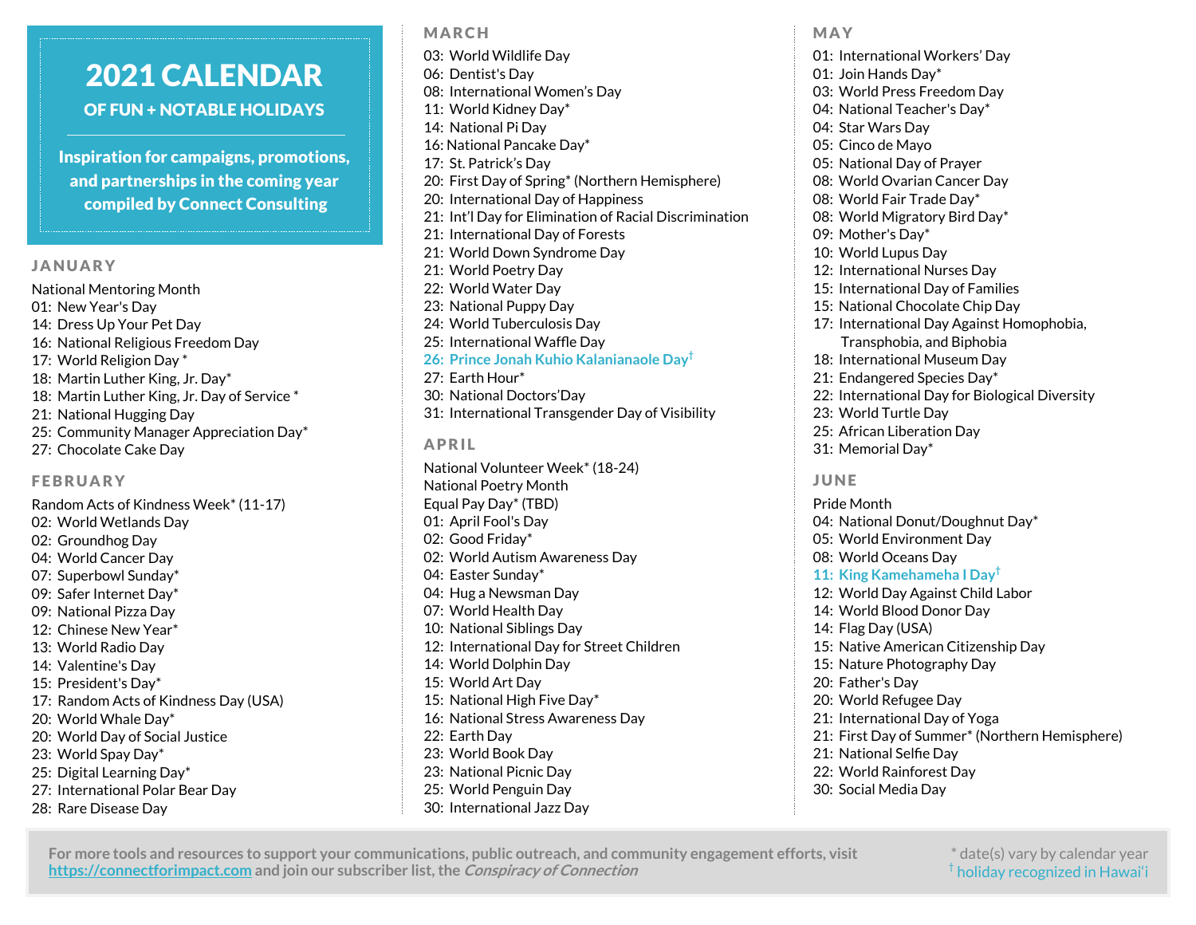# 2021 CALENDAR

## OF FUN + NOTABLE HOLIDAYS

**Inspiration for campaigns, promotions, and partnerships in the coming year compiled by Connect Consulting**

## JANUARY

National Mentoring Month
01: New Year's Day
14: Dress Up Your Pet Day
16: National Religious Freedom Day
17: World Religion Day *
18: Martin Luther King, Jr. Day*
18: Martin Luther King, Jr. Day of Service *
21: National Hugging Day
25: Community Manager Appreciation Day*
27: Chocolate Cake Day

## FEBRUARY

Random Acts of Kindness Week* (11-17)
02: World Wetlands Day
02: Groundhog Day
04: World Cancer Day
07: Superbowl Sunday*
09: Safer Internet Day*
09: National Pizza Day
12: Chinese New Year*
13: World Radio Day
14: Valentine's Day
15: President's Day*
17: Random Acts of Kindness Day (USA)
20: World Whale Day*
20: World Day of Social Justice
23: World Spay Day*
25: Digital Learning Day*
27: International Polar Bear Day
28: Rare Disease Day

## MARCH

03: World Wildlife Day
06: Dentist's Day
08: International Women's Day
11: World Kidney Day*
14: National Pi Day
16: National Pancake Day*
17: St. Patrick's Day
20: First Day of Spring* (Northern Hemisphere)
20: International Day of Happiness
21: Int'l Day for Elimination of Racial Discrimination
21: International Day of Forests
21: World Down Syndrome Day
21: World Poetry Day
22: World Water Day
23: National Puppy Day
24: World Tuberculosis Day
25: International Waffle Day
**26: Prince Jonah Kuhio Kalanianaole Day†**
27: Earth Hour*
30: National Doctors'Day
31: International Transgender Day of Visibility

## APRIL

National Volunteer Week* (18-24)
National Poetry Month
Equal Pay Day* (TBD)
01: April Fool's Day
02: Good Friday*
02: World Autism Awareness Day
04: Easter Sunday*
04: Hug a Newsman Day
07: World Health Day
10: National Siblings Day
12: International Day for Street Children
14: World Dolphin Day
15: World Art Day
15: National High Five Day*
16: National Stress Awareness Day
22: Earth Day
23: World Book Day
23: National Picnic Day
25: World Penguin Day
30: International Jazz Day

## MAY

01: International Workers' Day
01: Join Hands Day*
03: World Press Freedom Day
04: National Teacher's Day*
04: Star Wars Day
05: Cinco de Mayo
05: National Day of Prayer
08: World Ovarian Cancer Day
08: World Fair Trade Day*
08: World Migratory Bird Day*
09: Mother's Day*
10: World Lupus Day
12: International Nurses Day
15: International Day of Families
15: National Chocolate Chip Day
17: International Day Against Homophobia, Transphobia, and Biphobia
18: International Museum Day
21: Endangered Species Day*
22: International Day for Biological Diversity
23: World Turtle Day
25: African Liberation Day
31: Memorial Day*

## JUNE

Pride Month
04: National Donut/Doughnut Day*
05: World Environment Day
08: World Oceans Day
**11: King Kamehameha I Day†**
12: World Day Against Child Labor
14: World Blood Donor Day
14: Flag Day (USA)
15: Native American Citizenship Day
15: Nature Photography Day
20: Father's Day
20: World Refugee Day
21: International Day of Yoga
21: First Day of Summer* (Northern Hemisphere)
21: National Selfie Day
22: World Rainforest Day
30: Social Media Day

**For more tools and resources to support your communications, public outreach, and community engagement efforts, visit [https://connectforimpact.com](https://connectforimpact.com) and join our subscriber list, the *Conspiracy of Connection***

\* date(s) vary by calendar year
† holiday recognized in Hawaiʻi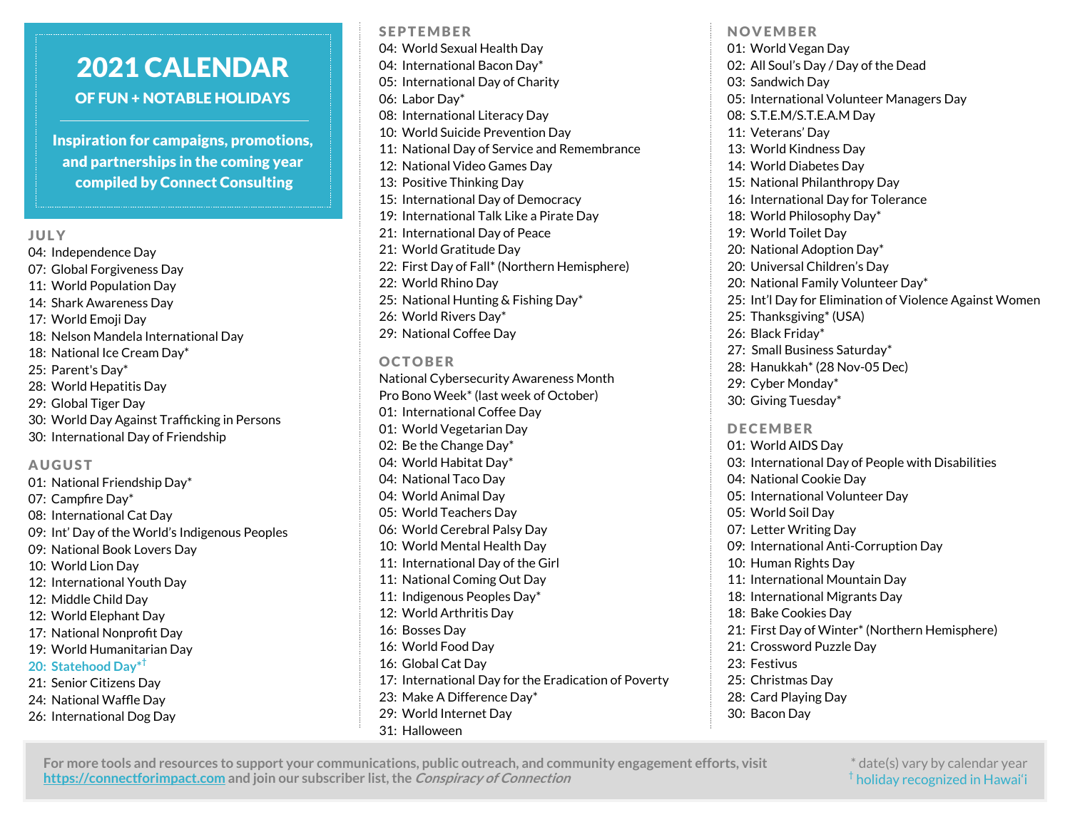# 2021 CALENDAR

## OF FUN + NOTABLE HOLIDAYS

**Inspiration for campaigns, promotions, and partnerships in the coming year compiled by Connect Consulting**

## JULY

04: Independence Day
07: Global Forgiveness Day
11: World Population Day
14: Shark Awareness Day
17: World Emoji Day
18: Nelson Mandela International Day
18: National Ice Cream Day*
25: Parent's Day*
28: World Hepatitis Day
29: Global Tiger Day
30: World Day Against Trafficking in Persons
30: International Day of Friendship

## AUGUST

01: National Friendship Day*
07: Campfire Day*
08: International Cat Day
09: Int' Day of the World's Indigenous Peoples
09: National Book Lovers Day
10: World Lion Day
12: International Youth Day
12: Middle Child Day
12: World Elephant Day
17: National Nonprofit Day
19: World Humanitarian Day
20: Statehood Day*†
21: Senior Citizens Day
24: National Waffle Day
26: International Dog Day

## SEPTEMBER

04: World Sexual Health Day
04: International Bacon Day*
05: International Day of Charity
06: Labor Day*
08: International Literacy Day
10: World Suicide Prevention Day
11: National Day of Service and Remembrance
12: National Video Games Day
13: Positive Thinking Day
15: International Day of Democracy
19: International Talk Like a Pirate Day
21: International Day of Peace
21: World Gratitude Day
22: First Day of Fall* (Northern Hemisphere)
22: World Rhino Day
25: National Hunting & Fishing Day*
26: World Rivers Day*
29: National Coffee Day

## OCTOBER

National Cybersecurity Awareness Month
Pro Bono Week* (last week of October)
01: International Coffee Day
01: World Vegetarian Day
02: Be the Change Day*
04: World Habitat Day*
04: National Taco Day
04: World Animal Day
05: World Teachers Day
06: World Cerebral Palsy Day
10: World Mental Health Day
11: International Day of the Girl
11: National Coming Out Day
11: Indigenous Peoples Day*
12: World Arthritis Day
16: Bosses Day
16: World Food Day
16: Global Cat Day
17: International Day for the Eradication of Poverty
23: Make A Difference Day*
29: World Internet Day
31: Halloween

## NOVEMBER

01: World Vegan Day
02: All Soul's Day / Day of the Dead
03: Sandwich Day
05: International Volunteer Managers Day
08: S.T.E.M/S.T.E.A.M Day
11: Veterans' Day
13: World Kindness Day
14: World Diabetes Day
15: National Philanthropy Day
16: International Day for Tolerance
18: World Philosophy Day*
19: World Toilet Day
20: National Adoption Day*
20: Universal Children's Day
20: National Family Volunteer Day*
25: Int'l Day for Elimination of Violence Against Women
25: Thanksgiving* (USA)
26: Black Friday*
27: Small Business Saturday*
28: Hanukkah* (28 Nov-05 Dec)
29: Cyber Monday*
30: Giving Tuesday*

## DECEMBER

01: World AIDS Day
03: International Day of People with Disabilities
04: National Cookie Day
05: International Volunteer Day
05: World Soil Day
07: Letter Writing Day
09: International Anti-Corruption Day
10: Human Rights Day
11: International Mountain Day
18: International Migrants Day
18: Bake Cookies Day
21: First Day of Winter* (Northern Hemisphere)
21: Crossword Puzzle Day
23: Festivus
25: Christmas Day
28: Card Playing Day
30: Bacon Day

**For more tools and resources to support your communications, public outreach, and community engagement efforts, visit https://connectforimpact.com and join our subscriber list, the *Conspiracy of Connection***

\* date(s) vary by calendar year
† holiday recognized in Hawai'i